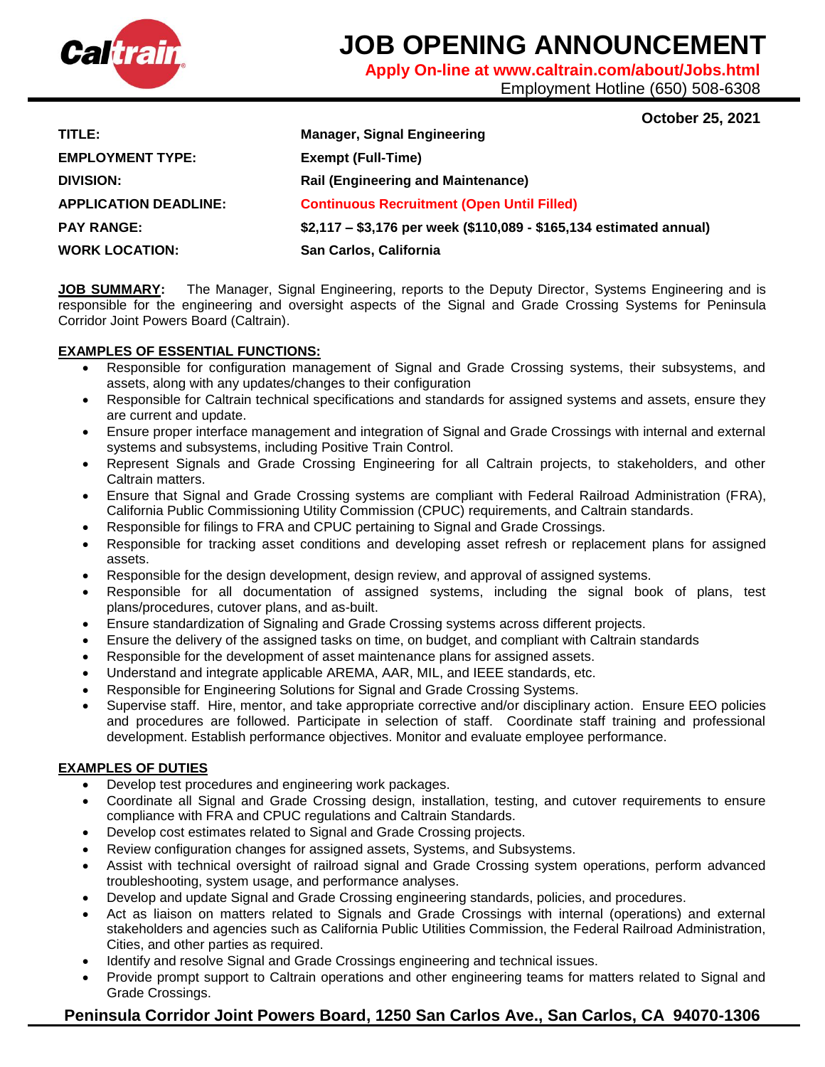# JOB OPENING ANNOUNCEMENT

**Apply On-line at www.caltrain.com/about/Jobs.html**

Employment Hotline (650) 508-6308

**October 25, 2021**

| | |
|---|---|
| **TITLE:** | **Manager, Signal Engineering** |
| **EMPLOYMENT TYPE:** | **Exempt (Full-Time)** |
| **DIVISION:** | **Rail (Engineering and Maintenance)** |
| **APPLICATION DEADLINE:** | **Continuous Recruitment (Open Until Filled)** |
| **PAY RANGE:** | **$2,117 – $3,176 per week ($110,089 - $165,134 estimated annual)** |
| **WORK LOCATION:** | **San Carlos, California** |

**JOB SUMMARY:** The Manager, Signal Engineering, reports to the Deputy Director, Systems Engineering and is responsible for the engineering and oversight aspects of the Signal and Grade Crossing Systems for Peninsula Corridor Joint Powers Board (Caltrain).

**EXAMPLES OF ESSENTIAL FUNCTIONS:**

- Responsible for configuration management of Signal and Grade Crossing systems, their subsystems, and assets, along with any updates/changes to their configuration
- Responsible for Caltrain technical specifications and standards for assigned systems and assets, ensure they are current and update.
- Ensure proper interface management and integration of Signal and Grade Crossings with internal and external systems and subsystems, including Positive Train Control.
- Represent Signals and Grade Crossing Engineering for all Caltrain projects, to stakeholders, and other Caltrain matters.
- Ensure that Signal and Grade Crossing systems are compliant with Federal Railroad Administration (FRA), California Public Commissioning Utility Commission (CPUC) requirements, and Caltrain standards.
- Responsible for filings to FRA and CPUC pertaining to Signal and Grade Crossings.
- Responsible for tracking asset conditions and developing asset refresh or replacement plans for assigned assets.
- Responsible for the design development, design review, and approval of assigned systems.
- Responsible for all documentation of assigned systems, including the signal book of plans, test plans/procedures, cutover plans, and as-built.
- Ensure standardization of Signaling and Grade Crossing systems across different projects.
- Ensure the delivery of the assigned tasks on time, on budget, and compliant with Caltrain standards
- Responsible for the development of asset maintenance plans for assigned assets.
- Understand and integrate applicable AREMA, AAR, MIL, and IEEE standards, etc.
- Responsible for Engineering Solutions for Signal and Grade Crossing Systems.
- Supervise staff. Hire, mentor, and take appropriate corrective and/or disciplinary action. Ensure EEO policies and procedures are followed. Participate in selection of staff. Coordinate staff training and professional development. Establish performance objectives. Monitor and evaluate employee performance.

**EXAMPLES OF DUTIES**

- Develop test procedures and engineering work packages.
- Coordinate all Signal and Grade Crossing design, installation, testing, and cutover requirements to ensure compliance with FRA and CPUC regulations and Caltrain Standards.
- Develop cost estimates related to Signal and Grade Crossing projects.
- Review configuration changes for assigned assets, Systems, and Subsystems.
- Assist with technical oversight of railroad signal and Grade Crossing system operations, perform advanced troubleshooting, system usage, and performance analyses.
- Develop and update Signal and Grade Crossing engineering standards, policies, and procedures.
- Act as liaison on matters related to Signals and Grade Crossings with internal (operations) and external stakeholders and agencies such as California Public Utilities Commission, the Federal Railroad Administration, Cities, and other parties as required.
- Identify and resolve Signal and Grade Crossings engineering and technical issues.
- Provide prompt support to Caltrain operations and other engineering teams for matters related to Signal and Grade Crossings.

**Peninsula Corridor Joint Powers Board, 1250 San Carlos Ave., San Carlos, CA 94070-1306**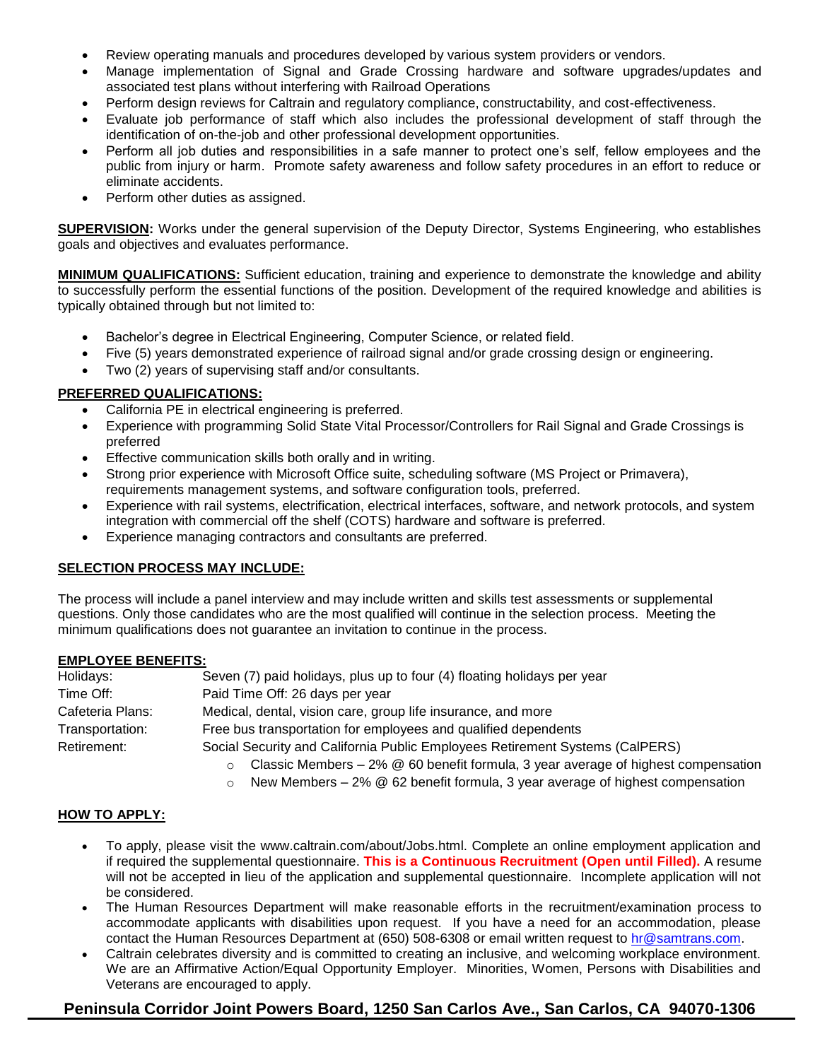- Review operating manuals and procedures developed by various system providers or vendors.
- Manage implementation of Signal and Grade Crossing hardware and software upgrades/updates and associated test plans without interfering with Railroad Operations
- Perform design reviews for Caltrain and regulatory compliance, constructability, and cost-effectiveness.
- Evaluate job performance of staff which also includes the professional development of staff through the identification of on-the-job and other professional development opportunities.
- Perform all job duties and responsibilities in a safe manner to protect one's self, fellow employees and the public from injury or harm. Promote safety awareness and follow safety procedures in an effort to reduce or eliminate accidents.
- Perform other duties as assigned.

**SUPERVISION:** Works under the general supervision of the Deputy Director, Systems Engineering, who establishes goals and objectives and evaluates performance.

**MINIMUM QUALIFICATIONS:** Sufficient education, training and experience to demonstrate the knowledge and ability to successfully perform the essential functions of the position. Development of the required knowledge and abilities is typically obtained through but not limited to:

- Bachelor's degree in Electrical Engineering, Computer Science, or related field.
- Five (5) years demonstrated experience of railroad signal and/or grade crossing design or engineering.
- Two (2) years of supervising staff and/or consultants.

**PREFERRED QUALIFICATIONS:**

- California PE in electrical engineering is preferred.
- Experience with programming Solid State Vital Processor/Controllers for Rail Signal and Grade Crossings is preferred
- Effective communication skills both orally and in writing.
- Strong prior experience with Microsoft Office suite, scheduling software (MS Project or Primavera), requirements management systems, and software configuration tools, preferred.
- Experience with rail systems, electrification, electrical interfaces, software, and network protocols, and system integration with commercial off the shelf (COTS) hardware and software is preferred.
- Experience managing contractors and consultants are preferred.

**SELECTION PROCESS MAY INCLUDE:**

The process will include a panel interview and may include written and skills test assessments or supplemental questions. Only those candidates who are the most qualified will continue in the selection process. Meeting the minimum qualifications does not guarantee an invitation to continue in the process.

**EMPLOYEE BENEFITS:**

| | |
|---|---|
| Holidays: | Seven (7) paid holidays, plus up to four (4) floating holidays per year |
| Time Off: | Paid Time Off: 26 days per year |
| Cafeteria Plans: | Medical, dental, vision care, group life insurance, and more |
| Transportation: | Free bus transportation for employees and qualified dependents |
| Retirement: | Social Security and California Public Employees Retirement Systems (CalPERS) |

- Classic Members – 2% @ 60 benefit formula, 3 year average of highest compensation
- New Members – 2% @ 62 benefit formula, 3 year average of highest compensation

**HOW TO APPLY:**

- To apply, please visit the www.caltrain.com/about/Jobs.html. Complete an online employment application and if required the supplemental questionnaire. **This is a Continuous Recruitment (Open until Filled).** A resume will not be accepted in lieu of the application and supplemental questionnaire. Incomplete application will not be considered.
- The Human Resources Department will make reasonable efforts in the recruitment/examination process to accommodate applicants with disabilities upon request. If you have a need for an accommodation, please contact the Human Resources Department at (650) 508-6308 or email written request to hr@samtrans.com.
- Caltrain celebrates diversity and is committed to creating an inclusive, and welcoming workplace environment. We are an Affirmative Action/Equal Opportunity Employer. Minorities, Women, Persons with Disabilities and Veterans are encouraged to apply.

**Peninsula Corridor Joint Powers Board, 1250 San Carlos Ave., San Carlos, CA 94070-1306**